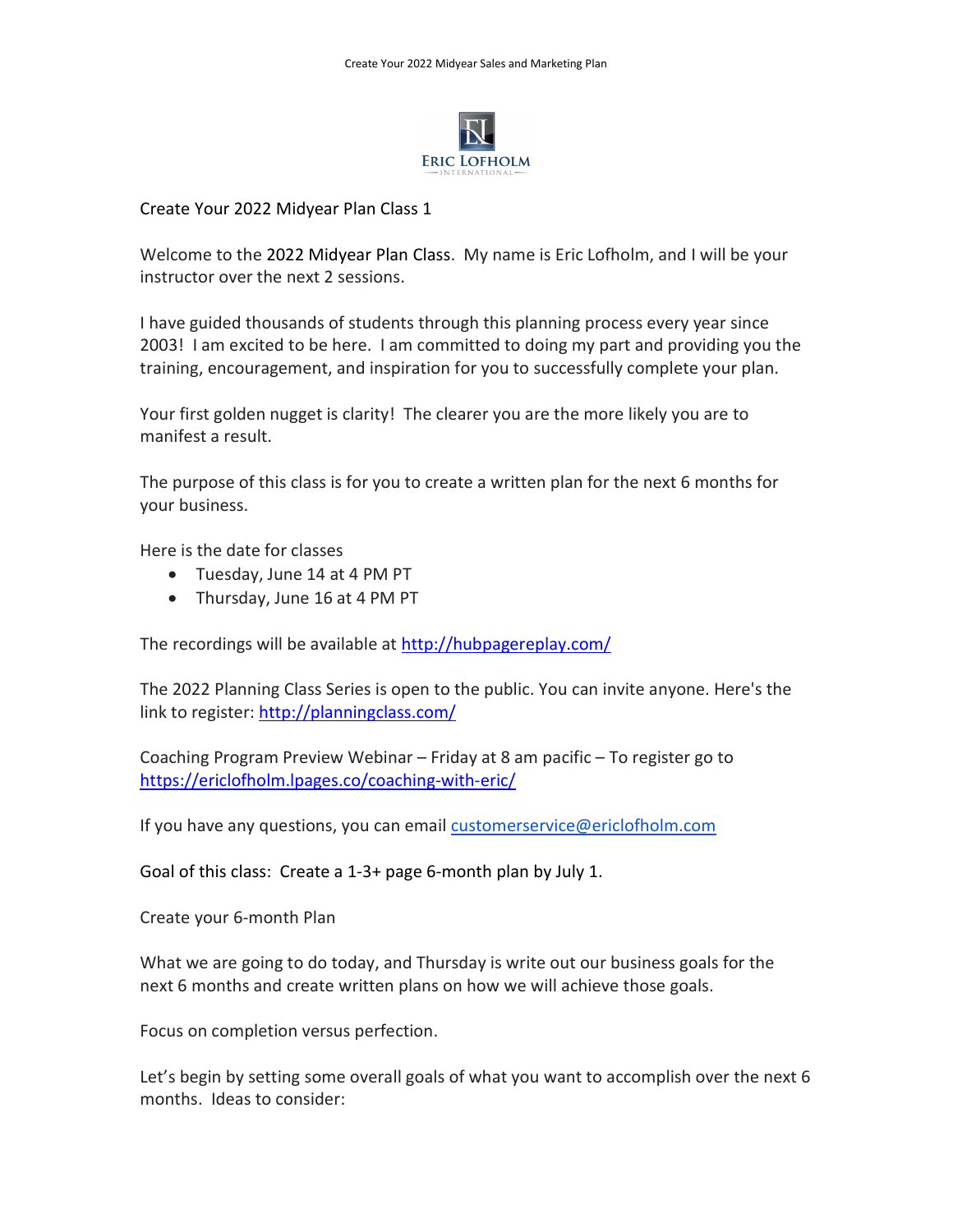# Create Your 2022 Midyear Plan Class 1

Welcome to the 2022 Midyear Plan Class. My name is Eric Lofholm, and I will be your instructor over the next 2 sessions.

I have guided thousands of students through this planning process every year since 2003! I am excited to be here. I am committed to doing my part and providing you the training, encouragement, and inspiration for you to successfully complete your plan.

Your first golden nugget is clarity! The clearer you are the more likely you are to manifest a result.

The purpose of this class is for you to create a written plan for the next 6 months for your business.

Here is the date for classes

- Tuesday, June 14 at 4 PM PT
- Thursday, June 16 at 4 PM PT

The recordings will be available at http://hubpagereplay.com/

The 2022 Planning Class Series is open to the public. You can invite anyone. Here's the link to register: http://planningclass.com/

Coaching Program Preview Webinar – Friday at 8 am pacific – To register go to https://ericlofholm.lpages.co/coaching-with-eric/

If you have any questions, you can email customerservice@ericlofholm.com

Goal of this class: Create a 1-3+ page 6-month plan by July 1.

Create your 6-month Plan

What we are going to do today, and Thursday is write out our business goals for the next 6 months and create written plans on how we will achieve those goals.

Focus on completion versus perfection.

Let's begin by setting some overall goals of what you want to accomplish over the next 6 months. Ideas to consider: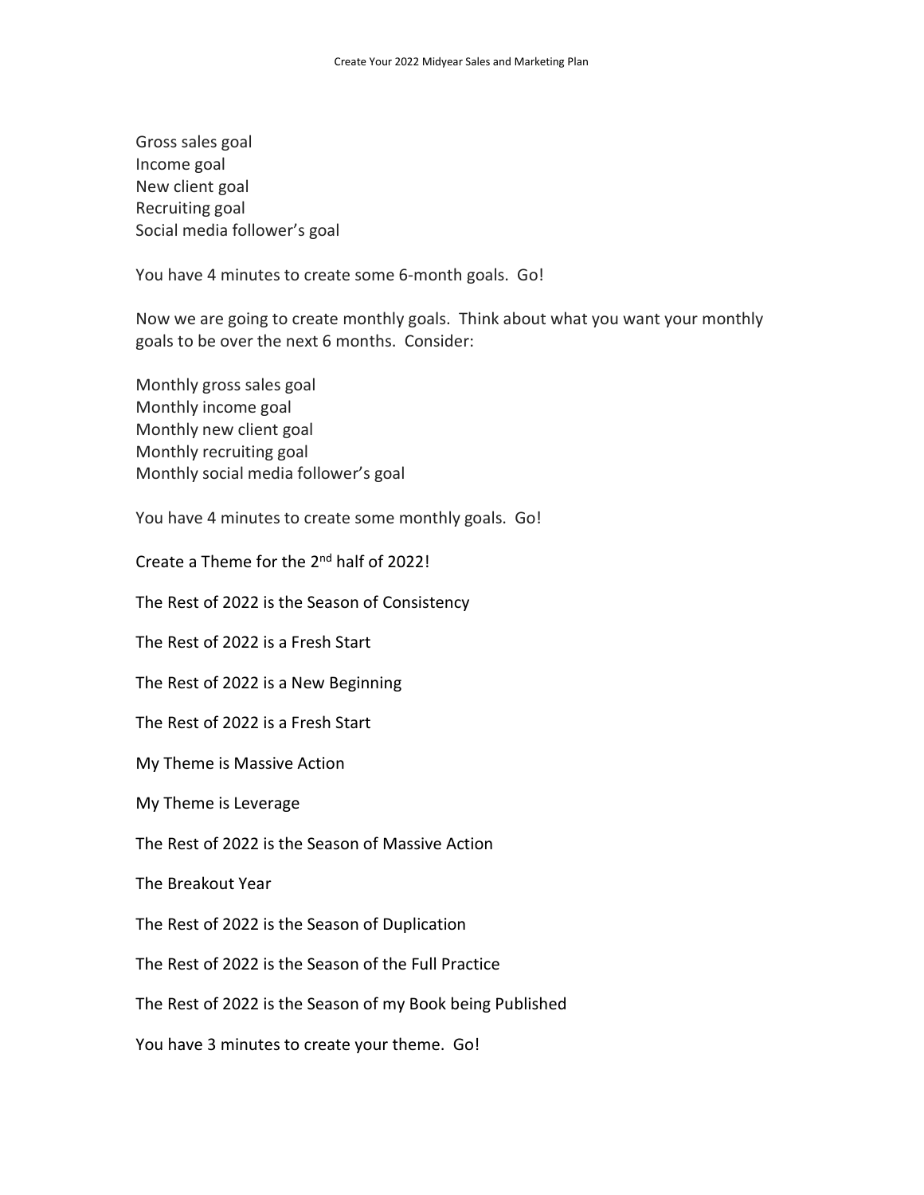Gross sales goal  
Income goal  
New client goal  
Recruiting goal  
Social media follower's goal

You have 4 minutes to create some 6-month goals. Go!

Now we are going to create monthly goals. Think about what you want your monthly goals to be over the next 6 months. Consider:

Monthly gross sales goal  
Monthly income goal  
Monthly new client goal  
Monthly recruiting goal  
Monthly social media follower's goal

You have 4 minutes to create some monthly goals. Go!

Create a Theme for the 2nd half of 2022!

The Rest of 2022 is the Season of Consistency

The Rest of 2022 is a Fresh Start

The Rest of 2022 is a New Beginning

The Rest of 2022 is a Fresh Start

My Theme is Massive Action

My Theme is Leverage

The Rest of 2022 is the Season of Massive Action

The Breakout Year

The Rest of 2022 is the Season of Duplication

The Rest of 2022 is the Season of the Full Practice

The Rest of 2022 is the Season of my Book being Published

You have 3 minutes to create your theme. Go!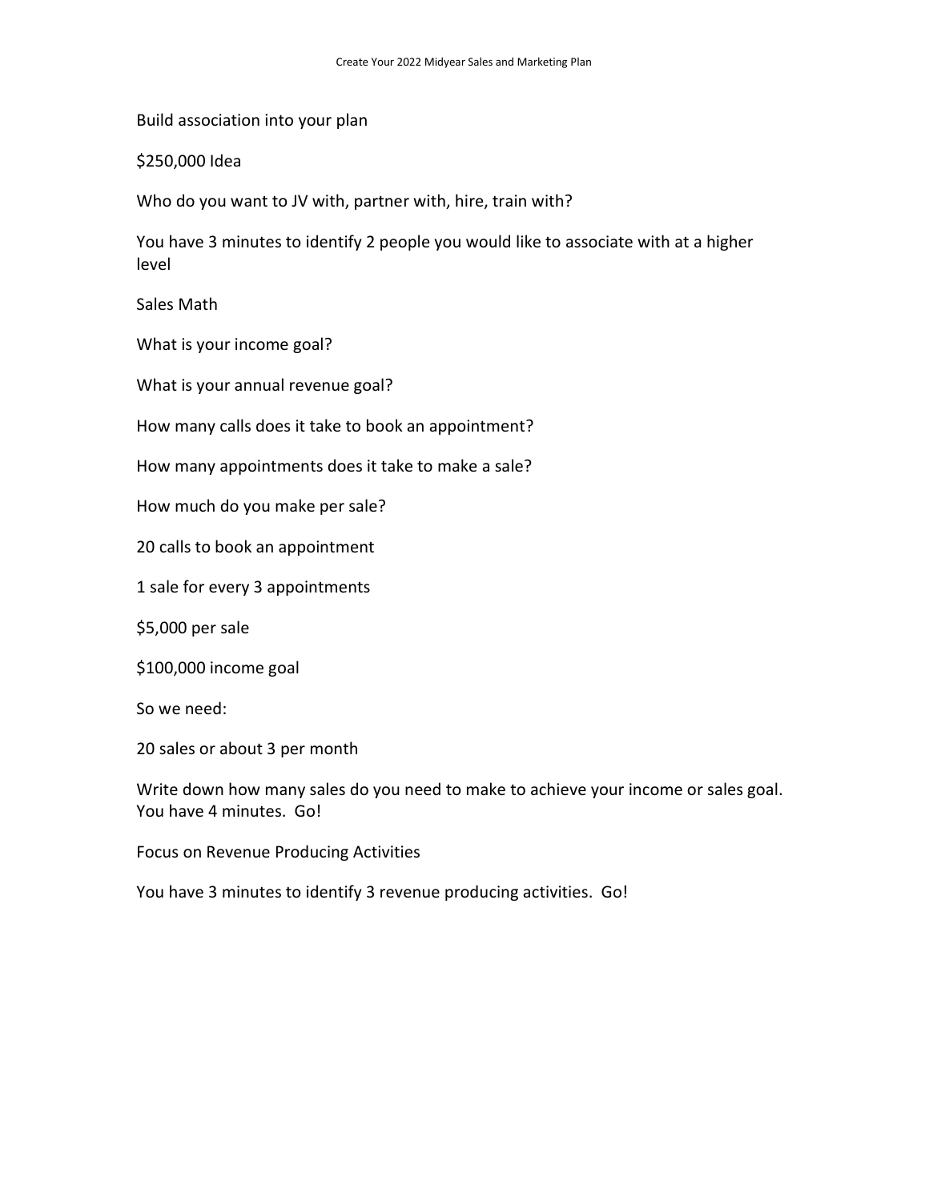Build association into your plan

$250,000 Idea

Who do you want to JV with, partner with, hire, train with?

You have 3 minutes to identify 2 people you would like to associate with at a higher level

Sales Math

What is your income goal?

What is your annual revenue goal?

How many calls does it take to book an appointment?

How many appointments does it take to make a sale?

How much do you make per sale?

20 calls to book an appointment

1 sale for every 3 appointments

$5,000 per sale

$100,000 income goal

So we need:

20 sales or about 3 per month

Write down how many sales do you need to make to achieve your income or sales goal. You have 4 minutes. Go!

Focus on Revenue Producing Activities

You have 3 minutes to identify 3 revenue producing activities. Go!